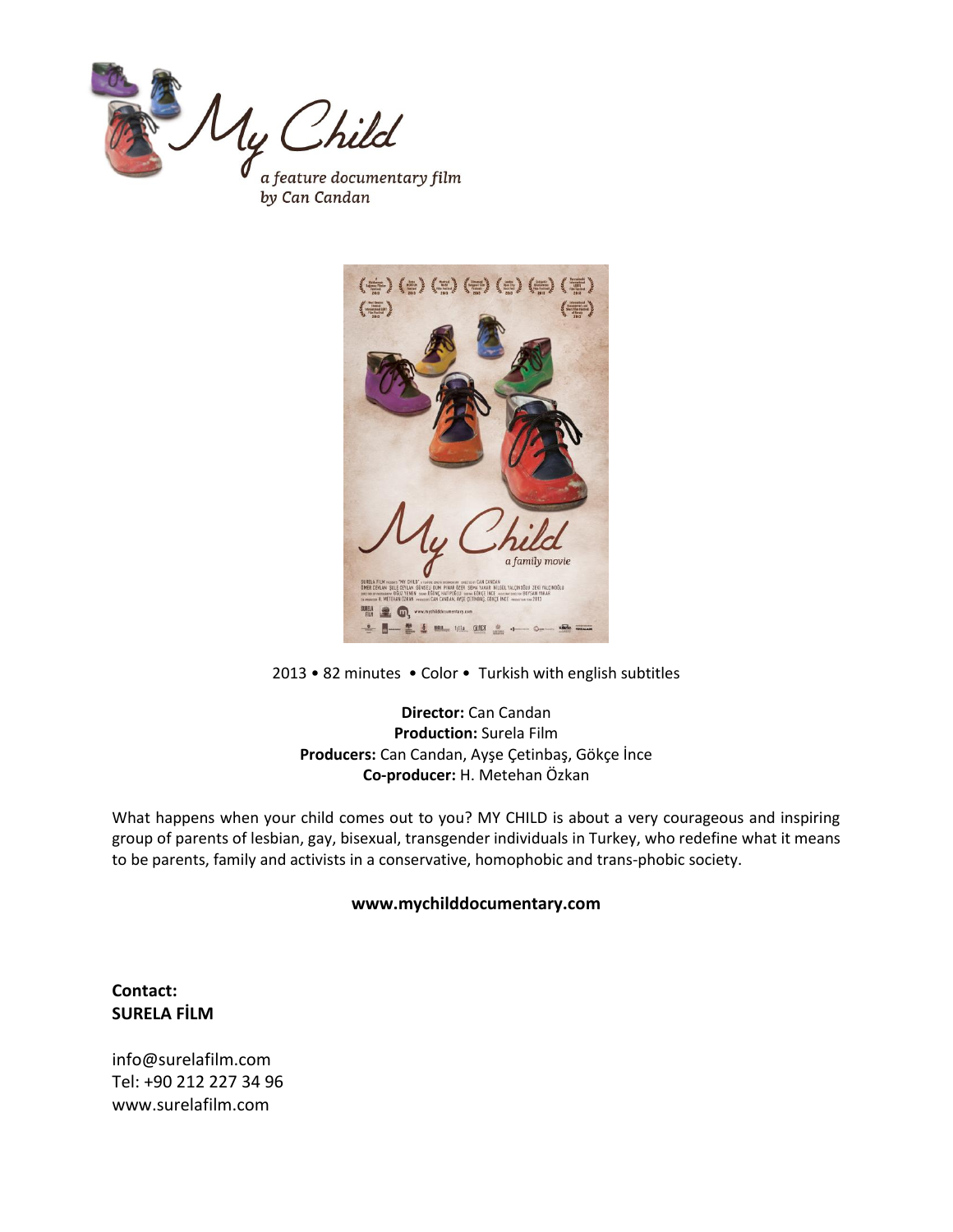# My Child

*a feature documentary film*
*by Can Candan*

2013 • 82 minutes • Color • Turkish with english subtitles

**Director:** Can Candan
**Production:** Surela Film
**Producers:** Can Candan, Ayşe Çetinbaş, Gökçe İnce
**Co-producer:** H. Metehan Özkan

What happens when your child comes out to you? MY CHILD is about a very courageous and inspiring group of parents of lesbian, gay, bisexual, transgender individuals in Turkey, who redefine what it means to be parents, family and activists in a conservative, homophobic and trans-phobic society.

**www.mychilddocumentary.com**

**Contact:**
**SURELA FİLM**

info@surelafilm.com
Tel: +90 212 227 34 96
www.surelafilm.com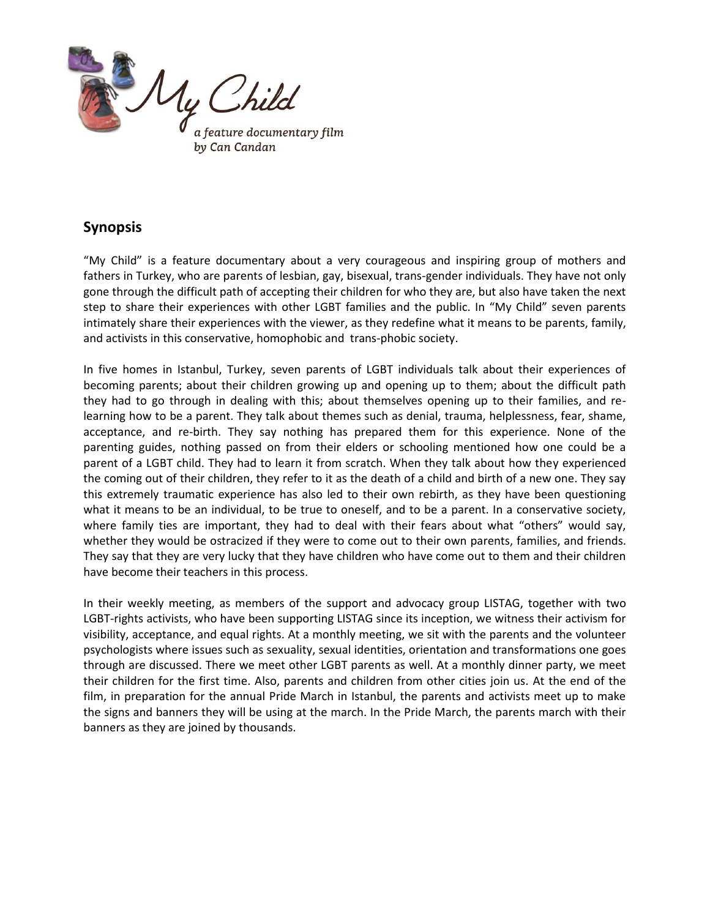My Child

*a feature documentary film by Can Candan*

## Synopsis

"My Child" is a feature documentary about a very courageous and inspiring group of mothers and fathers in Turkey, who are parents of lesbian, gay, bisexual, trans-gender individuals. They have not only gone through the difficult path of accepting their children for who they are, but also have taken the next step to share their experiences with other LGBT families and the public. In "My Child" seven parents intimately share their experiences with the viewer, as they redefine what it means to be parents, family, and activists in this conservative, homophobic and trans-phobic society.

In five homes in Istanbul, Turkey, seven parents of LGBT individuals talk about their experiences of becoming parents; about their children growing up and opening up to them; about the difficult path they had to go through in dealing with this; about themselves opening up to their families, and re-learning how to be a parent. They talk about themes such as denial, trauma, helplessness, fear, shame, acceptance, and re-birth. They say nothing has prepared them for this experience. None of the parenting guides, nothing passed on from their elders or schooling mentioned how one could be a parent of a LGBT child. They had to learn it from scratch. When they talk about how they experienced the coming out of their children, they refer to it as the death of a child and birth of a new one. They say this extremely traumatic experience has also led to their own rebirth, as they have been questioning what it means to be an individual, to be true to oneself, and to be a parent. In a conservative society, where family ties are important, they had to deal with their fears about what "others" would say, whether they would be ostracized if they were to come out to their own parents, families, and friends. They say that they are very lucky that they have children who have come out to them and their children have become their teachers in this process.

In their weekly meeting, as members of the support and advocacy group LISTAG, together with two LGBT-rights activists, who have been supporting LISTAG since its inception, we witness their activism for visibility, acceptance, and equal rights. At a monthly meeting, we sit with the parents and the volunteer psychologists where issues such as sexuality, sexual identities, orientation and transformations one goes through are discussed. There we meet other LGBT parents as well. At a monthly dinner party, we meet their children for the first time. Also, parents and children from other cities join us. At the end of the film, in preparation for the annual Pride March in Istanbul, the parents and activists meet up to make the signs and banners they will be using at the march. In the Pride March, the parents march with their banners as they are joined by thousands.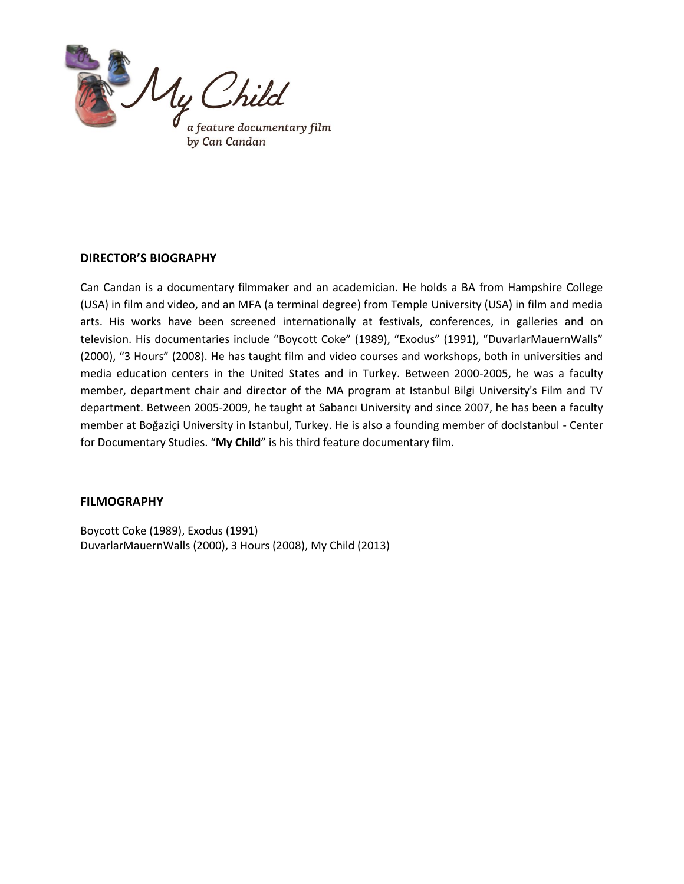My Child

*a feature documentary film*
*by Can Candan*

## DIRECTOR'S BIOGRAPHY

Can Candan is a documentary filmmaker and an academician. He holds a BA from Hampshire College (USA) in film and video, and an MFA (a terminal degree) from Temple University (USA) in film and media arts. His works have been screened internationally at festivals, conferences, in galleries and on television. His documentaries include "Boycott Coke" (1989), "Exodus" (1991), "DuvarlarMauernWalls" (2000), "3 Hours" (2008). He has taught film and video courses and workshops, both in universities and media education centers in the United States and in Turkey. Between 2000-2005, he was a faculty member, department chair and director of the MA program at Istanbul Bilgi University's Film and TV department. Between 2005-2009, he taught at Sabancı University and since 2007, he has been a faculty member at Boğaziçi University in Istanbul, Turkey. He is also a founding member of docIstanbul - Center for Documentary Studies. "**My Child**" is his third feature documentary film.

## FILMOGRAPHY

Boycott Coke (1989), Exodus (1991)
DuvarlarMauernWalls (2000), 3 Hours (2008), My Child (2013)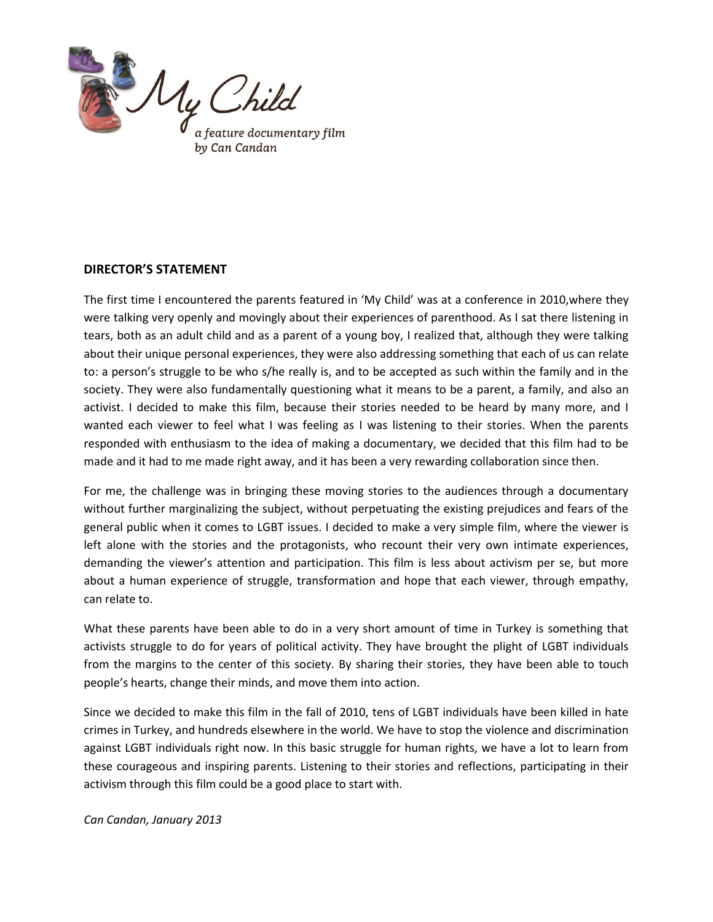My Child

*a feature documentary film by Can Candan*

**DIRECTOR'S STATEMENT**

The first time I encountered the parents featured in 'My Child' was at a conference in 2010,where they were talking very openly and movingly about their experiences of parenthood. As I sat there listening in tears, both as an adult child and as a parent of a young boy, I realized that, although they were talking about their unique personal experiences, they were also addressing something that each of us can relate to: a person's struggle to be who s/he really is, and to be accepted as such within the family and in the society. They were also fundamentally questioning what it means to be a parent, a family, and also an activist. I decided to make this film, because their stories needed to be heard by many more, and I wanted each viewer to feel what I was feeling as I was listening to their stories. When the parents responded with enthusiasm to the idea of making a documentary, we decided that this film had to be made and it had to me made right away, and it has been a very rewarding collaboration since then.

For me, the challenge was in bringing these moving stories to the audiences through a documentary without further marginalizing the subject, without perpetuating the existing prejudices and fears of the general public when it comes to LGBT issues. I decided to make a very simple film, where the viewer is left alone with the stories and the protagonists, who recount their very own intimate experiences, demanding the viewer's attention and participation. This film is less about activism per se, but more about a human experience of struggle, transformation and hope that each viewer, through empathy, can relate to.

What these parents have been able to do in a very short amount of time in Turkey is something that activists struggle to do for years of political activity. They have brought the plight of LGBT individuals from the margins to the center of this society. By sharing their stories, they have been able to touch people's hearts, change their minds, and move them into action.

Since we decided to make this film in the fall of 2010, tens of LGBT individuals have been killed in hate crimes in Turkey, and hundreds elsewhere in the world. We have to stop the violence and discrimination against LGBT individuals right now. In this basic struggle for human rights, we have a lot to learn from these courageous and inspiring parents. Listening to their stories and reflections, participating in their activism through this film could be a good place to start with.

*Can Candan, January 2013*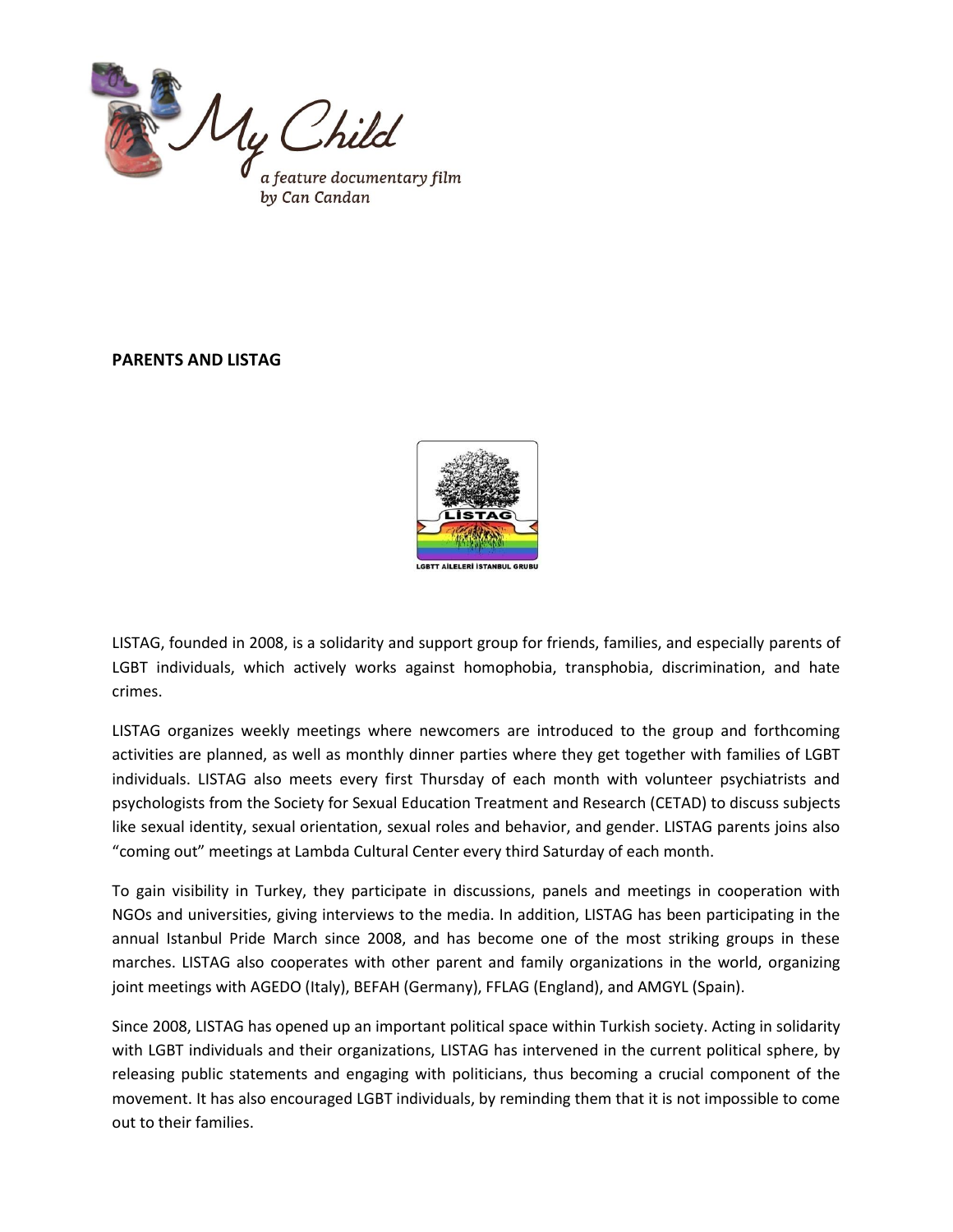## PARENTS AND LISTAG

LISTAG, founded in 2008, is a solidarity and support group for friends, families, and especially parents of LGBT individuals, which actively works against homophobia, transphobia, discrimination, and hate crimes.

LISTAG organizes weekly meetings where newcomers are introduced to the group and forthcoming activities are planned, as well as monthly dinner parties where they get together with families of LGBT individuals. LISTAG also meets every first Thursday of each month with volunteer psychiatrists and psychologists from the Society for Sexual Education Treatment and Research (CETAD) to discuss subjects like sexual identity, sexual orientation, sexual roles and behavior, and gender. LISTAG parents joins also "coming out" meetings at Lambda Cultural Center every third Saturday of each month.

To gain visibility in Turkey, they participate in discussions, panels and meetings in cooperation with NGOs and universities, giving interviews to the media. In addition, LISTAG has been participating in the annual Istanbul Pride March since 2008, and has become one of the most striking groups in these marches. LISTAG also cooperates with other parent and family organizations in the world, organizing joint meetings with AGEDO (Italy), BEFAH (Germany), FFLAG (England), and AMGYL (Spain).

Since 2008, LISTAG has opened up an important political space within Turkish society. Acting in solidarity with LGBT individuals and their organizations, LISTAG has intervened in the current political sphere, by releasing public statements and engaging with politicians, thus becoming a crucial component of the movement. It has also encouraged LGBT individuals, by reminding them that it is not impossible to come out to their families.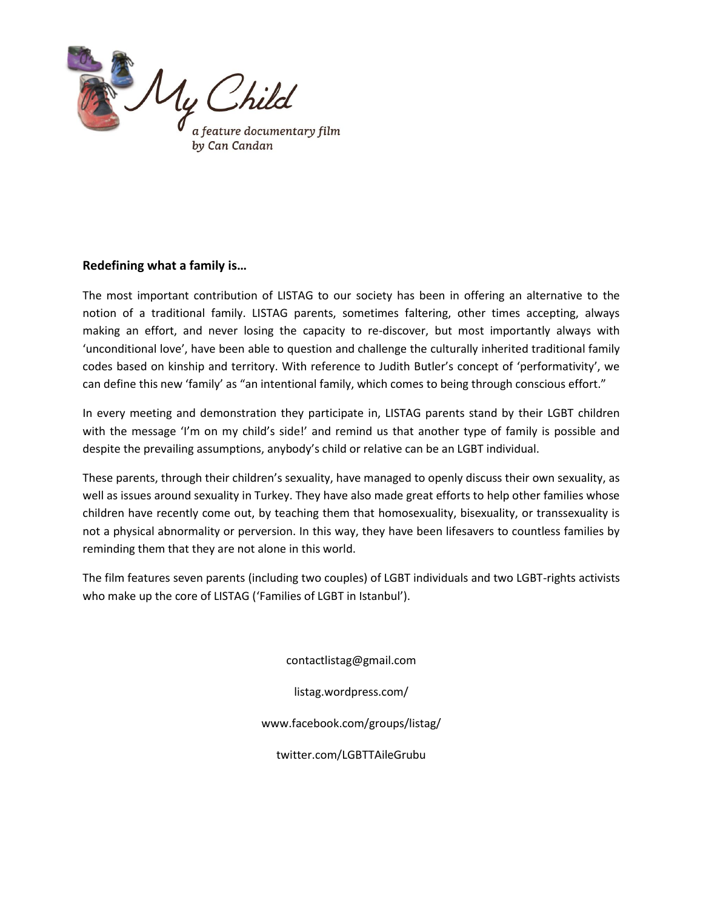My Child

*a feature documentary film*
*by Can Candan*

**Redefining what a family is…**

The most important contribution of LISTAG to our society has been in offering an alternative to the notion of a traditional family. LISTAG parents, sometimes faltering, other times accepting, always making an effort, and never losing the capacity to re-discover, but most importantly always with 'unconditional love', have been able to question and challenge the culturally inherited traditional family codes based on kinship and territory. With reference to Judith Butler's concept of 'performativity', we can define this new 'family' as "an intentional family, which comes to being through conscious effort."

In every meeting and demonstration they participate in, LISTAG parents stand by their LGBT children with the message 'I'm on my child's side!' and remind us that another type of family is possible and despite the prevailing assumptions, anybody's child or relative can be an LGBT individual.

These parents, through their children's sexuality, have managed to openly discuss their own sexuality, as well as issues around sexuality in Turkey. They have also made great efforts to help other families whose children have recently come out, by teaching them that homosexuality, bisexuality, or transsexuality is not a physical abnormality or perversion. In this way, they have been lifesavers to countless families by reminding them that they are not alone in this world.

The film features seven parents (including two couples) of LGBT individuals and two LGBT-rights activists who make up the core of LISTAG ('Families of LGBT in Istanbul').

contactlistag@gmail.com

listag.wordpress.com/

www.facebook.com/groups/listag/

twitter.com/LGBTTAileGrubu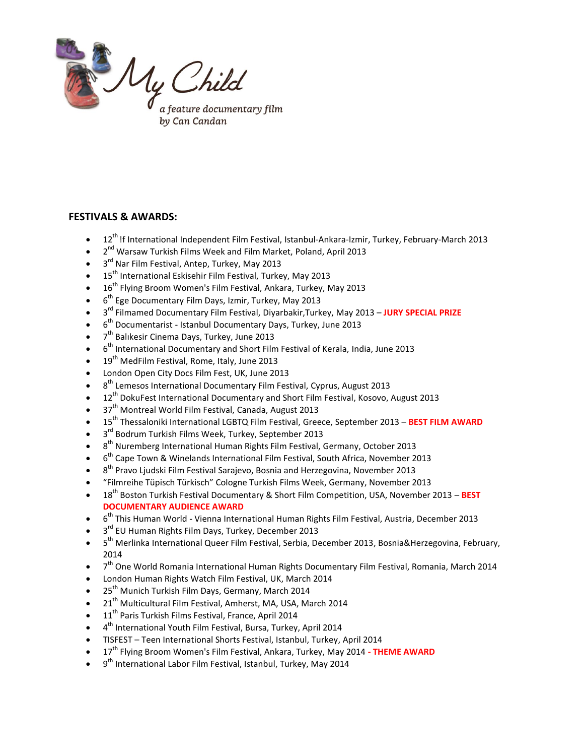My Child

*a feature documentary film by Can Candan*

## FESTIVALS & AWARDS:

- 12th !f International Independent Film Festival, Istanbul-Ankara-Izmir, Turkey, February-March 2013
- 2nd Warsaw Turkish Films Week and Film Market, Poland, April 2013
- 3rd Nar Film Festival, Antep, Turkey, May 2013
- 15th International Eskisehir Film Festival, Turkey, May 2013
- 16th Flying Broom Women's Film Festival, Ankara, Turkey, May 2013
- 6th Ege Documentary Film Days, Izmir, Turkey, May 2013
- 3rd Filmamed Documentary Film Festival, Diyarbakir,Turkey, May 2013 – **JURY SPECIAL PRIZE**
- 6th Documentarist - Istanbul Documentary Days, Turkey, June 2013
- 7th Balıkesir Cinema Days, Turkey, June 2013
- 6th International Documentary and Short Film Festival of Kerala, India, June 2013
- 19th MedFilm Festival, Rome, Italy, June 2013
- London Open City Docs Film Fest, UK, June 2013
- 8th Lemesos International Documentary Film Festival, Cyprus, August 2013
- 12th DokuFest International Documentary and Short Film Festival, Kosovo, August 2013
- 37th Montreal World Film Festival, Canada, August 2013
- 15th Thessaloniki International LGBTQ Film Festival, Greece, September 2013 – **BEST FILM AWARD**
- 3rd Bodrum Turkish Films Week, Turkey, September 2013
- 8th Nuremberg International Human Rights Film Festival, Germany, October 2013
- 6th Cape Town & Winelands International Film Festival, South Africa, November 2013
- 8th Pravo Ljudski Film Festival Sarajevo, Bosnia and Herzegovina, November 2013
- "Filmreihe Tüpisch Türkisch" Cologne Turkish Films Week, Germany, November 2013
- 18th Boston Turkish Festival Documentary & Short Film Competition, USA, November 2013 – **BEST DOCUMENTARY AUDIENCE AWARD**
- 6th This Human World - Vienna International Human Rights Film Festival, Austria, December 2013
- 3rd EU Human Rights Film Days, Turkey, December 2013
- 5th Merlinka International Queer Film Festival, Serbia, December 2013, Bosnia&Herzegovina, February, 2014
- 7th One World Romania International Human Rights Documentary Film Festival, Romania, March 2014
- London Human Rights Watch Film Festival, UK, March 2014
- 25th Munich Turkish Film Days, Germany, March 2014
- 21th Multicultural Film Festival, Amherst, MA, USA, March 2014
- 11th Paris Turkish Films Festival, France, April 2014
- 4th International Youth Film Festival, Bursa, Turkey, April 2014
- TISFEST – Teen International Shorts Festival, Istanbul, Turkey, April 2014
- 17th Flying Broom Women's Film Festival, Ankara, Turkey, May 2014 **- THEME AWARD**
- 9th International Labor Film Festival, Istanbul, Turkey, May 2014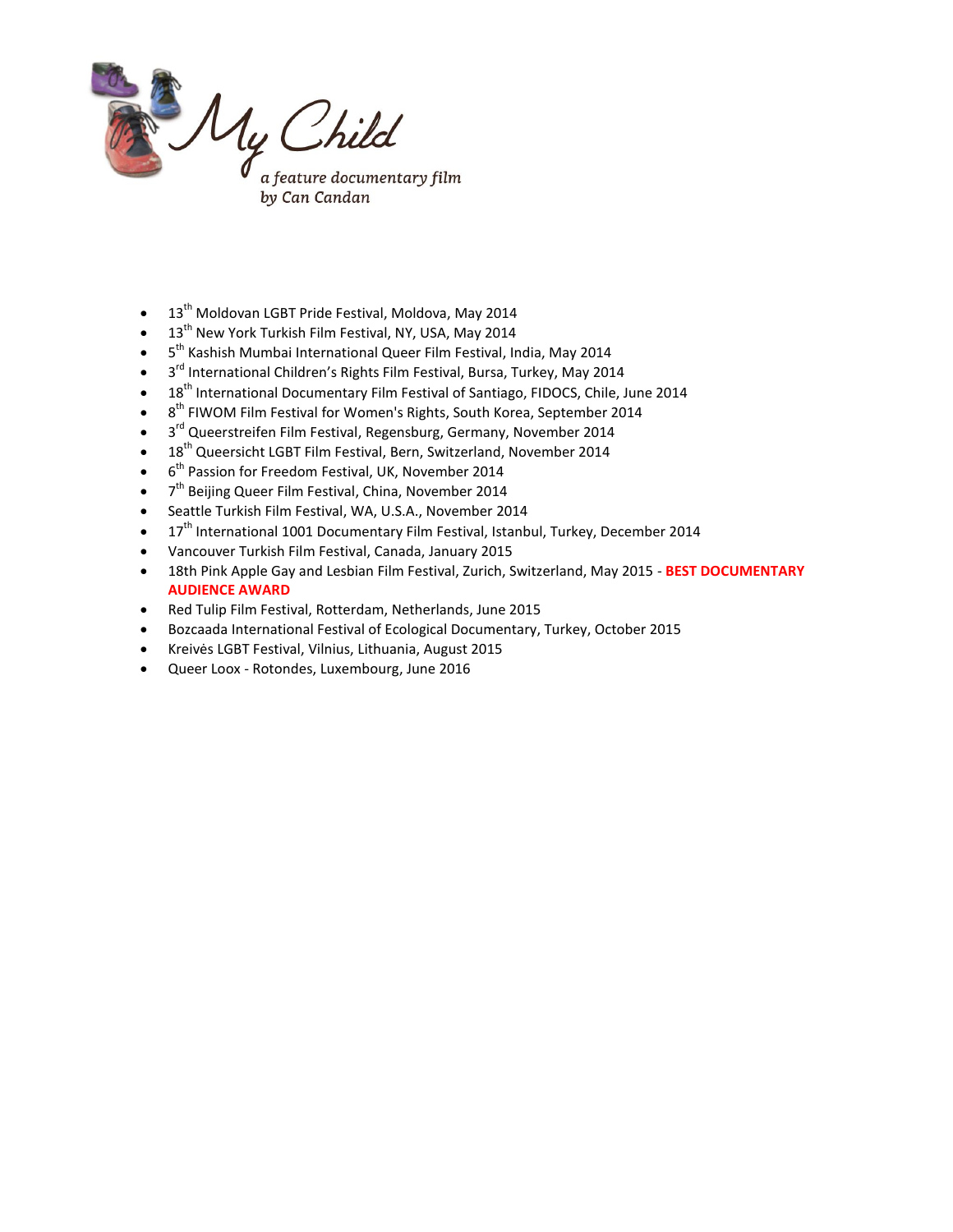My Child

*a feature documentary film*
*by Can Candan*

- 13th Moldovan LGBT Pride Festival, Moldova, May 2014
- 13th New York Turkish Film Festival, NY, USA, May 2014
- 5th Kashish Mumbai International Queer Film Festival, India, May 2014
- 3rd International Children's Rights Film Festival, Bursa, Turkey, May 2014
- 18th International Documentary Film Festival of Santiago, FIDOCS, Chile, June 2014
- 8th FIWOM Film Festival for Women's Rights, South Korea, September 2014
- 3rd Queerstreifen Film Festival, Regensburg, Germany, November 2014
- 18th Queersicht LGBT Film Festival, Bern, Switzerland, November 2014
- 6th Passion for Freedom Festival, UK, November 2014
- 7th Beijing Queer Film Festival, China, November 2014
- Seattle Turkish Film Festival, WA, U.S.A., November 2014
- 17th International 1001 Documentary Film Festival, Istanbul, Turkey, December 2014
- Vancouver Turkish Film Festival, Canada, January 2015
- 18th Pink Apple Gay and Lesbian Film Festival, Zurich, Switzerland, May 2015 - **BEST DOCUMENTARY AUDIENCE AWARD**
- Red Tulip Film Festival, Rotterdam, Netherlands, June 2015
- Bozcaada International Festival of Ecological Documentary, Turkey, October 2015
- Kreivės LGBT Festival, Vilnius, Lithuania, August 2015
- Queer Loox - Rotondes, Luxembourg, June 2016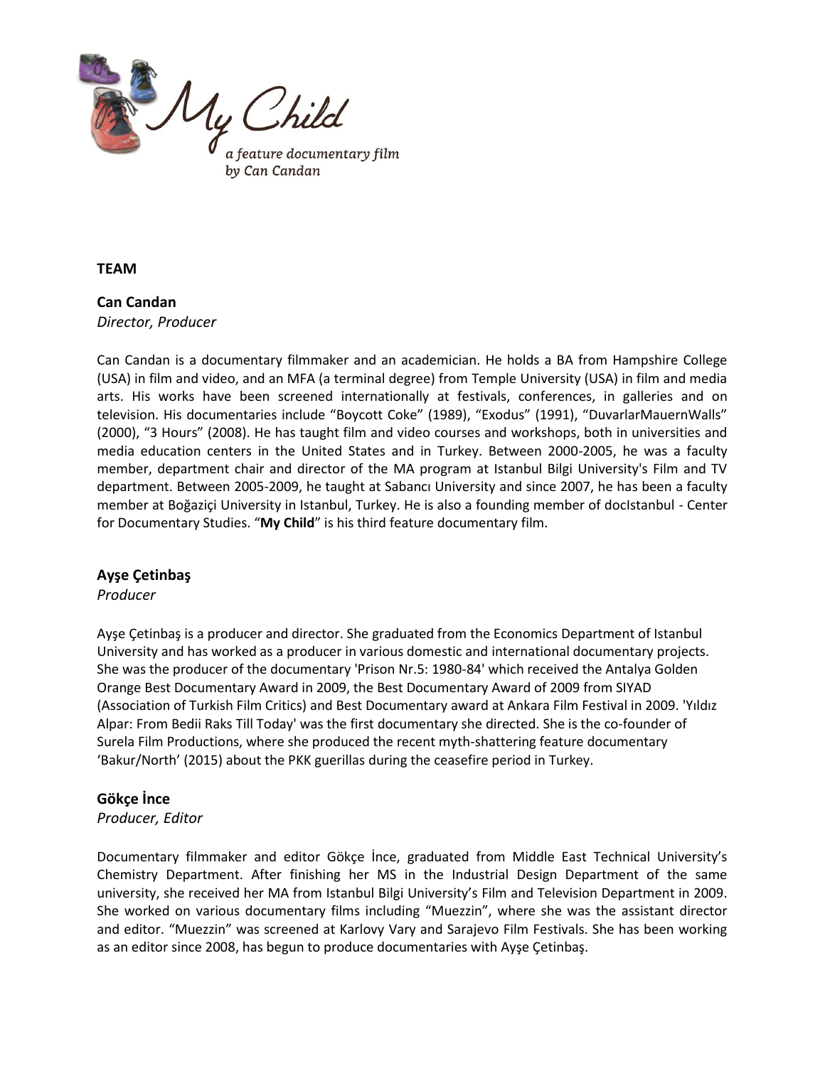My Child

*a feature documentary film by Can Candan*

## TEAM

### Can Candan
*Director, Producer*

Can Candan is a documentary filmmaker and an academician. He holds a BA from Hampshire College (USA) in film and video, and an MFA (a terminal degree) from Temple University (USA) in film and media arts. His works have been screened internationally at festivals, conferences, in galleries and on television. His documentaries include “Boycott Coke” (1989), “Exodus” (1991), “DuvarlarMauernWalls” (2000), “3 Hours” (2008). He has taught film and video courses and workshops, both in universities and media education centers in the United States and in Turkey. Between 2000-2005, he was a faculty member, department chair and director of the MA program at Istanbul Bilgi University's Film and TV department. Between 2005-2009, he taught at Sabancı University and since 2007, he has been a faculty member at Boğaziçi University in Istanbul, Turkey. He is also a founding member of docIstanbul - Center for Documentary Studies. “**My Child**” is his third feature documentary film.

### Ayşe Çetinbaş
*Producer*

Ayşe Çetinbaş is a producer and director. She graduated from the Economics Department of Istanbul University and has worked as a producer in various domestic and international documentary projects. She was the producer of the documentary 'Prison Nr.5: 1980-84' which received the Antalya Golden Orange Best Documentary Award in 2009, the Best Documentary Award of 2009 from SIYAD (Association of Turkish Film Critics) and Best Documentary award at Ankara Film Festival in 2009. 'Yıldız Alpar: From Bedii Raks Till Today' was the first documentary she directed. She is the co-founder of Surela Film Productions, where she produced the recent myth-shattering feature documentary ‘Bakur/North’ (2015) about the PKK guerillas during the ceasefire period in Turkey.

### Gökçe İnce
*Producer, Editor*

Documentary filmmaker and editor Gökçe İnce, graduated from Middle East Technical University’s Chemistry Department. After finishing her MS in the Industrial Design Department of the same university, she received her MA from Istanbul Bilgi University’s Film and Television Department in 2009. She worked on various documentary films including “Muezzin”, where she was the assistant director and editor. “Muezzin” was screened at Karlovy Vary and Sarajevo Film Festivals. She has been working as an editor since 2008, has begun to produce documentaries with Ayşe Çetinbaş.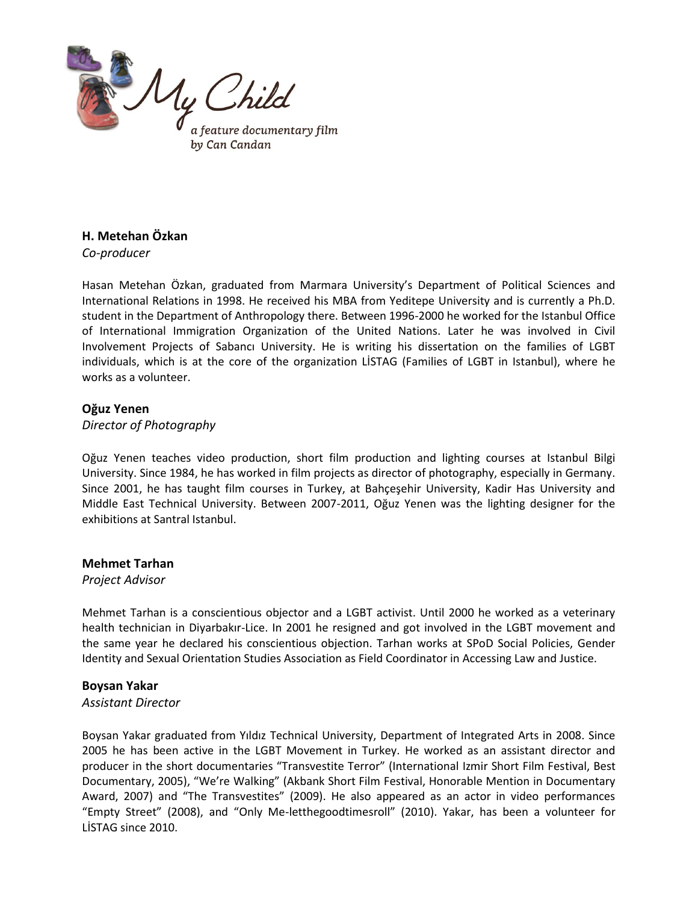## H. Metehan Özkan

*Co-producer*

Hasan Metehan Özkan, graduated from Marmara University's Department of Political Sciences and International Relations in 1998. He received his MBA from Yeditepe University and is currently a Ph.D. student in the Department of Anthropology there. Between 1996-2000 he worked for the Istanbul Office of International Immigration Organization of the United Nations. Later he was involved in Civil Involvement Projects of Sabancı University. He is writing his dissertation on the families of LGBT individuals, which is at the core of the organization LİSTAG (Families of LGBT in Istanbul), where he works as a volunteer.

## Oğuz Yenen

*Director of Photography*

Oğuz Yenen teaches video production, short film production and lighting courses at Istanbul Bilgi University. Since 1984, he has worked in film projects as director of photography, especially in Germany. Since 2001, he has taught film courses in Turkey, at Bahçeşehir University, Kadir Has University and Middle East Technical University. Between 2007-2011, Oğuz Yenen was the lighting designer for the exhibitions at Santral Istanbul.

## Mehmet Tarhan

*Project Advisor*

Mehmet Tarhan is a conscientious objector and a LGBT activist. Until 2000 he worked as a veterinary health technician in Diyarbakır-Lice. In 2001 he resigned and got involved in the LGBT movement and the same year he declared his conscientious objection. Tarhan works at SPoD Social Policies, Gender Identity and Sexual Orientation Studies Association as Field Coordinator in Accessing Law and Justice.

## Boysan Yakar

*Assistant Director*

Boysan Yakar graduated from Yıldız Technical University, Department of Integrated Arts in 2008. Since 2005 he has been active in the LGBT Movement in Turkey. He worked as an assistant director and producer in the short documentaries "Transvestite Terror" (International Izmir Short Film Festival, Best Documentary, 2005), "We're Walking" (Akbank Short Film Festival, Honorable Mention in Documentary Award, 2007) and "The Transvestites" (2009). He also appeared as an actor in video performances "Empty Street" (2008), and "Only Me-letthegoodtimesroll" (2010). Yakar, has been a volunteer for LİSTAG since 2010.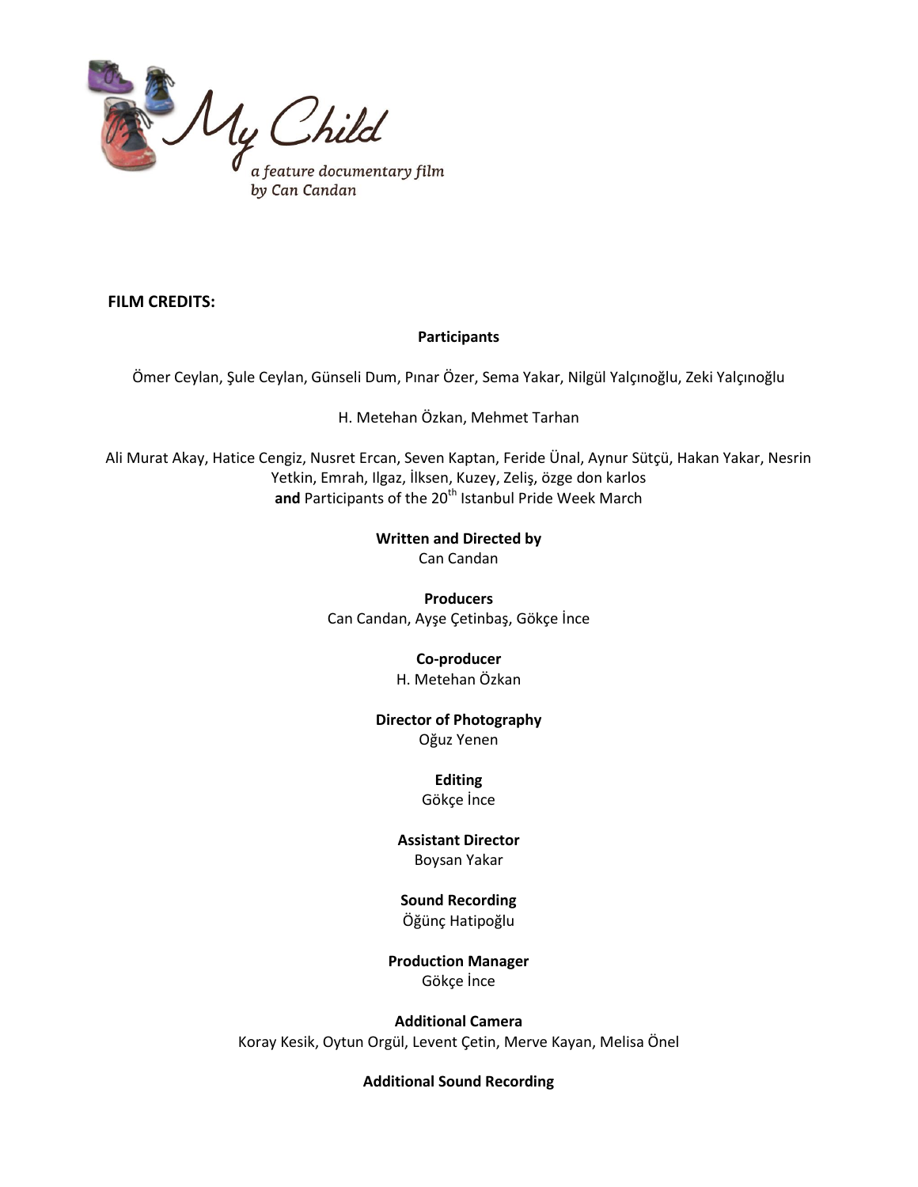My Child

*a feature documentary film by Can Candan*

**FILM CREDITS:**

**Participants**

Ömer Ceylan, Şule Ceylan, Günseli Dum, Pınar Özer, Sema Yakar, Nilgül Yalçınoğlu, Zeki Yalçınoğlu

H. Metehan Özkan, Mehmet Tarhan

Ali Murat Akay, Hatice Cengiz, Nusret Ercan, Seven Kaptan, Feride Ünal, Aynur Sütçü, Hakan Yakar, Nesrin Yetkin, Emrah, Ilgaz, İlksen, Kuzey, Zeliş, özge don karlos
**and** Participants of the 20th Istanbul Pride Week March

**Written and Directed by**
Can Candan

**Producers**
Can Candan, Ayşe Çetinbaş, Gökçe İnce

**Co-producer**
H. Metehan Özkan

**Director of Photography**
Oğuz Yenen

**Editing**
Gökçe İnce

**Assistant Director**
Boysan Yakar

**Sound Recording**
Öğünç Hatipoğlu

**Production Manager**
Gökçe İnce

**Additional Camera**
Koray Kesik, Oytun Orgül, Levent Çetin, Merve Kayan, Melisa Önel

**Additional Sound Recording**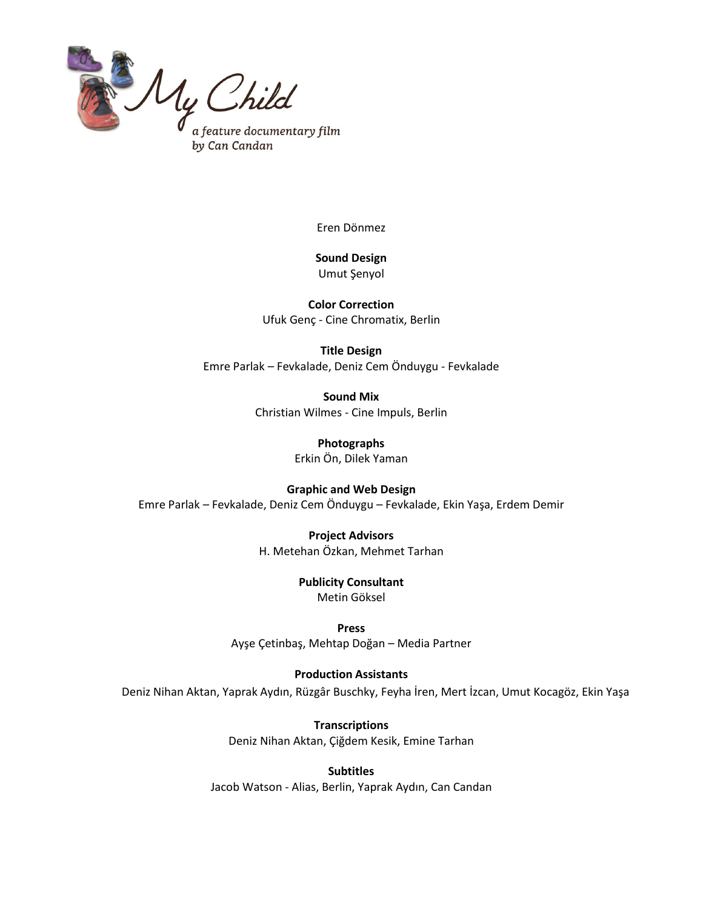Eren Dönmez

**Sound Design**
Umut Şenyol

**Color Correction**
Ufuk Genç - Cine Chromatix, Berlin

**Title Design**
Emre Parlak – Fevkalade, Deniz Cem Önduygu - Fevkalade

**Sound Mix**
Christian Wilmes - Cine Impuls, Berlin

**Photographs**
Erkin Ön, Dilek Yaman

**Graphic and Web Design**
Emre Parlak – Fevkalade, Deniz Cem Önduygu – Fevkalade, Ekin Yaşa, Erdem Demir

**Project Advisors**
H. Metehan Özkan, Mehmet Tarhan

**Publicity Consultant**
Metin Göksel

**Press**
Ayşe Çetinbaş, Mehtap Doğan – Media Partner

**Production Assistants**
Deniz Nihan Aktan, Yaprak Aydın, Rüzgâr Buschky, Feyha İren, Mert İzcan, Umut Kocagöz, Ekin Yaşa

**Transcriptions**
Deniz Nihan Aktan, Çiğdem Kesik, Emine Tarhan

**Subtitles**
Jacob Watson - Alias, Berlin, Yaprak Aydın, Can Candan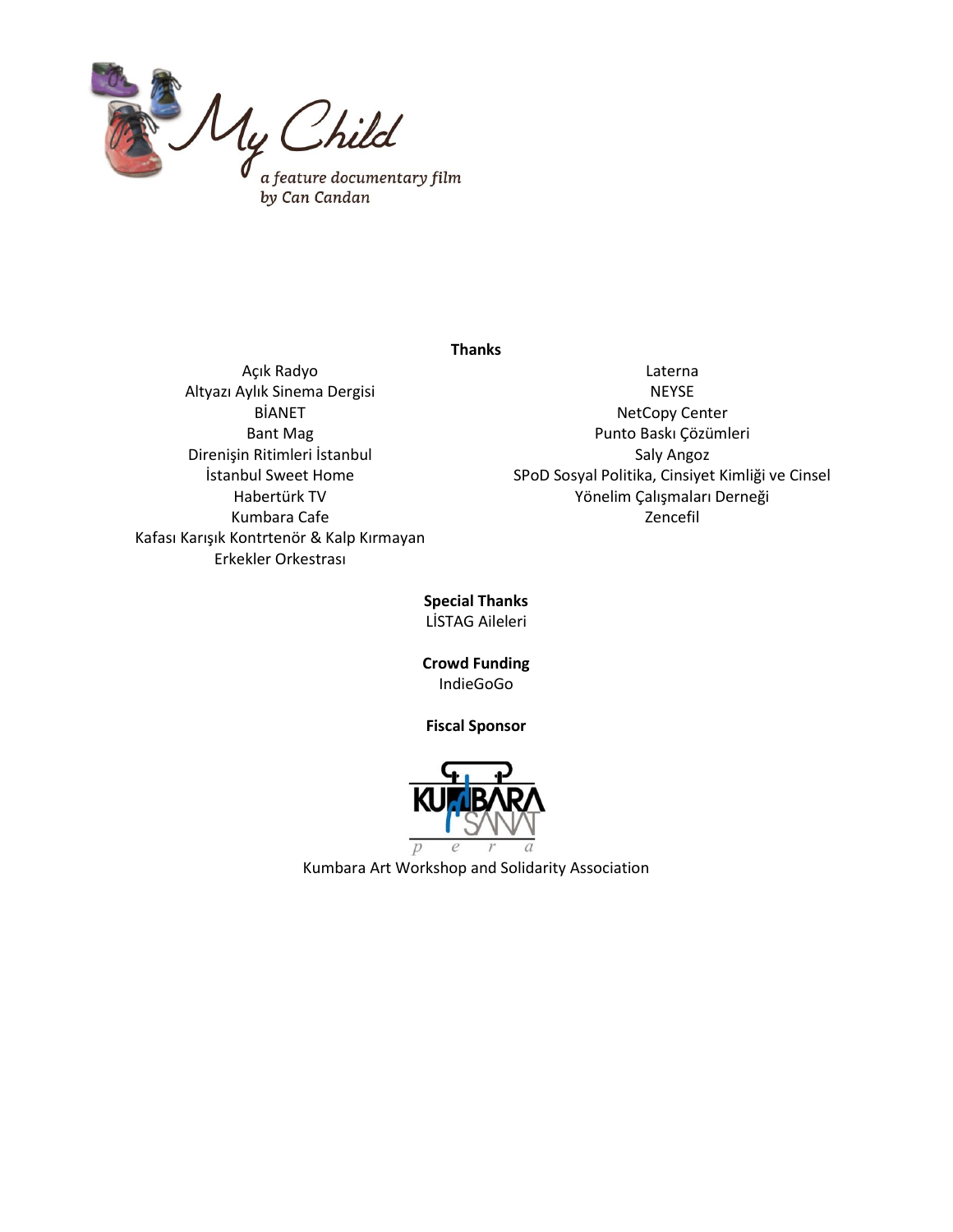My Child

*a feature documentary film by Can Candan*

**Thanks**

Açık Radyo
Altyazı Aylık Sinema Dergisi
BİANET
Bant Mag
Direnişin Ritimleri İstanbul
İstanbul Sweet Home
Habertürk TV
Kumbara Cafe
Kafası Karışık Kontrtenör & Kalp Kırmayan Erkekler Orkestrası
Laterna
NEYSE
NetCopy Center
Punto Baskı Çözümleri
Saly Angoz
SPoD Sosyal Politika, Cinsiyet Kimliği ve Cinsel Yönelim Çalışmaları Derneği
Zencefil

**Special Thanks**

LİSTAG Aileleri

**Crowd Funding**

IndieGoGo

**Fiscal Sponsor**

KUMBARA SANAT pera

Kumbara Art Workshop and Solidarity Association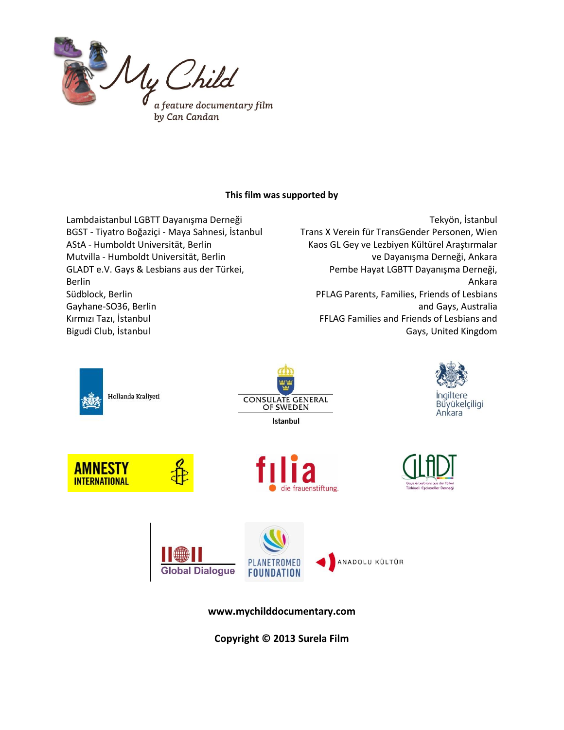My Child

*a feature documentary film*
*by Can Candan*

**This film was supported by**

Lambdaistanbul LGBTT Dayanışma Derneği
BGST - Tiyatro Boğaziçi - Maya Sahnesi, İstanbul
AStA - Humboldt Universität, Berlin
Mutvilla - Humboldt Universität, Berlin
GLADT e.V. Gays & Lesbians aus der Türkei, Berlin
Südblock, Berlin
Gayhane-SO36, Berlin
Kırmızı Tazı, İstanbul
Bigudi Club, İstanbul

Tekyön, İstanbul
Trans X Verein für TransGender Personen, Wien
Kaos GL Gey ve Lezbiyen Kültürel Araştırmalar ve Dayanışma Derneği, Ankara
Pembe Hayat LGBTT Dayanışma Derneği, Ankara
PFLAG Parents, Families, Friends of Lesbians and Gays, Australia
FFLAG Families and Friends of Lesbians and Gays, United Kingdom

Hollanda Kraliyeti

CONSULATE GENERAL OF SWEDEN
Istanbul

İngiltere Büyükelçiligi Ankara

AMNESTY INTERNATIONAL

filia die frauenstiftung.

GLADT
Gays & Lesbians aus der Türkei
Türkiyeli Eşcinseller Derneği

Global Dialogue

PLANETROMEO FOUNDATION

ANADOLU KÜLTÜR

**www.mychilddocumentary.com**

**Copyright © 2013 Surela Film**